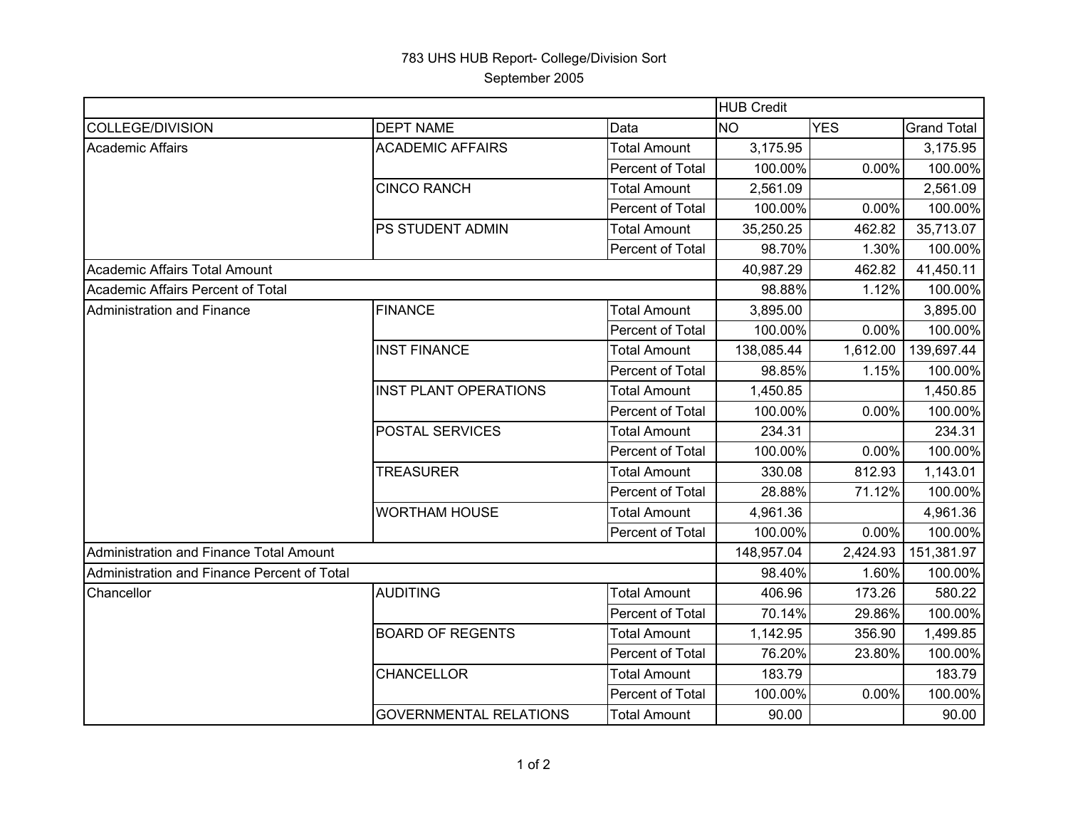# 783 UHS HUB Report- College/Division Sort

September 2005

| | | | HUB Credit | | |
|---|---|---|---|---|---|
| COLLEGE/DIVISION | DEPT NAME | Data | NO | YES | Grand Total |
| Academic Affairs | ACADEMIC AFFAIRS | Total Amount | 3,175.95 | | 3,175.95 |
| | | Percent of Total | 100.00% | 0.00% | 100.00% |
| | CINCO RANCH | Total Amount | 2,561.09 | | 2,561.09 |
| | | Percent of Total | 100.00% | 0.00% | 100.00% |
| | PS STUDENT ADMIN | Total Amount | 35,250.25 | 462.82 | 35,713.07 |
| | | Percent of Total | 98.70% | 1.30% | 100.00% |
| Academic Affairs Total Amount | | | 40,987.29 | 462.82 | 41,450.11 |
| Academic Affairs Percent of Total | | | 98.88% | 1.12% | 100.00% |
| Administration and Finance | FINANCE | Total Amount | 3,895.00 | | 3,895.00 |
| | | Percent of Total | 100.00% | 0.00% | 100.00% |
| | INST FINANCE | Total Amount | 138,085.44 | 1,612.00 | 139,697.44 |
| | | Percent of Total | 98.85% | 1.15% | 100.00% |
| | INST PLANT OPERATIONS | Total Amount | 1,450.85 | | 1,450.85 |
| | | Percent of Total | 100.00% | 0.00% | 100.00% |
| | POSTAL SERVICES | Total Amount | 234.31 | | 234.31 |
| | | Percent of Total | 100.00% | 0.00% | 100.00% |
| | TREASURER | Total Amount | 330.08 | 812.93 | 1,143.01 |
| | | Percent of Total | 28.88% | 71.12% | 100.00% |
| | WORTHAM HOUSE | Total Amount | 4,961.36 | | 4,961.36 |
| | | Percent of Total | 100.00% | 0.00% | 100.00% |
| Administration and Finance Total Amount | | | 148,957.04 | 2,424.93 | 151,381.97 |
| Administration and Finance Percent of Total | | | 98.40% | 1.60% | 100.00% |
| Chancellor | AUDITING | Total Amount | 406.96 | 173.26 | 580.22 |
| | | Percent of Total | 70.14% | 29.86% | 100.00% |
| | BOARD OF REGENTS | Total Amount | 1,142.95 | 356.90 | 1,499.85 |
| | | Percent of Total | 76.20% | 23.80% | 100.00% |
| | CHANCELLOR | Total Amount | 183.79 | | 183.79 |
| | | Percent of Total | 100.00% | 0.00% | 100.00% |
| | GOVERNMENTAL RELATIONS | Total Amount | 90.00 | | 90.00 |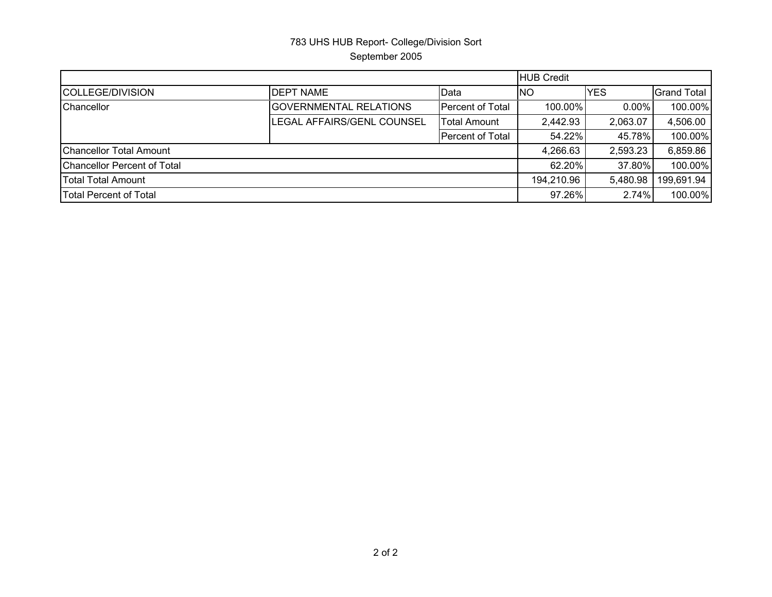783 UHS HUB Report- College/Division Sort

September 2005

| | | | HUB Credit | | |
|---|---|---|---|---|---|
| COLLEGE/DIVISION | DEPT NAME | Data | NO | YES | Grand Total |
| Chancellor | GOVERNMENTAL RELATIONS | Percent of Total | 100.00% | 0.00% | 100.00% |
| | LEGAL AFFAIRS/GENL COUNSEL | Total Amount | 2,442.93 | 2,063.07 | 4,506.00 |
| | | Percent of Total | 54.22% | 45.78% | 100.00% |
| Chancellor Total Amount | | | 4,266.63 | 2,593.23 | 6,859.86 |
| Chancellor Percent of Total | | | 62.20% | 37.80% | 100.00% |
| Total Total Amount | | | 194,210.96 | 5,480.98 | 199,691.94 |
| Total Percent of Total | | | 97.26% | 2.74% | 100.00% |